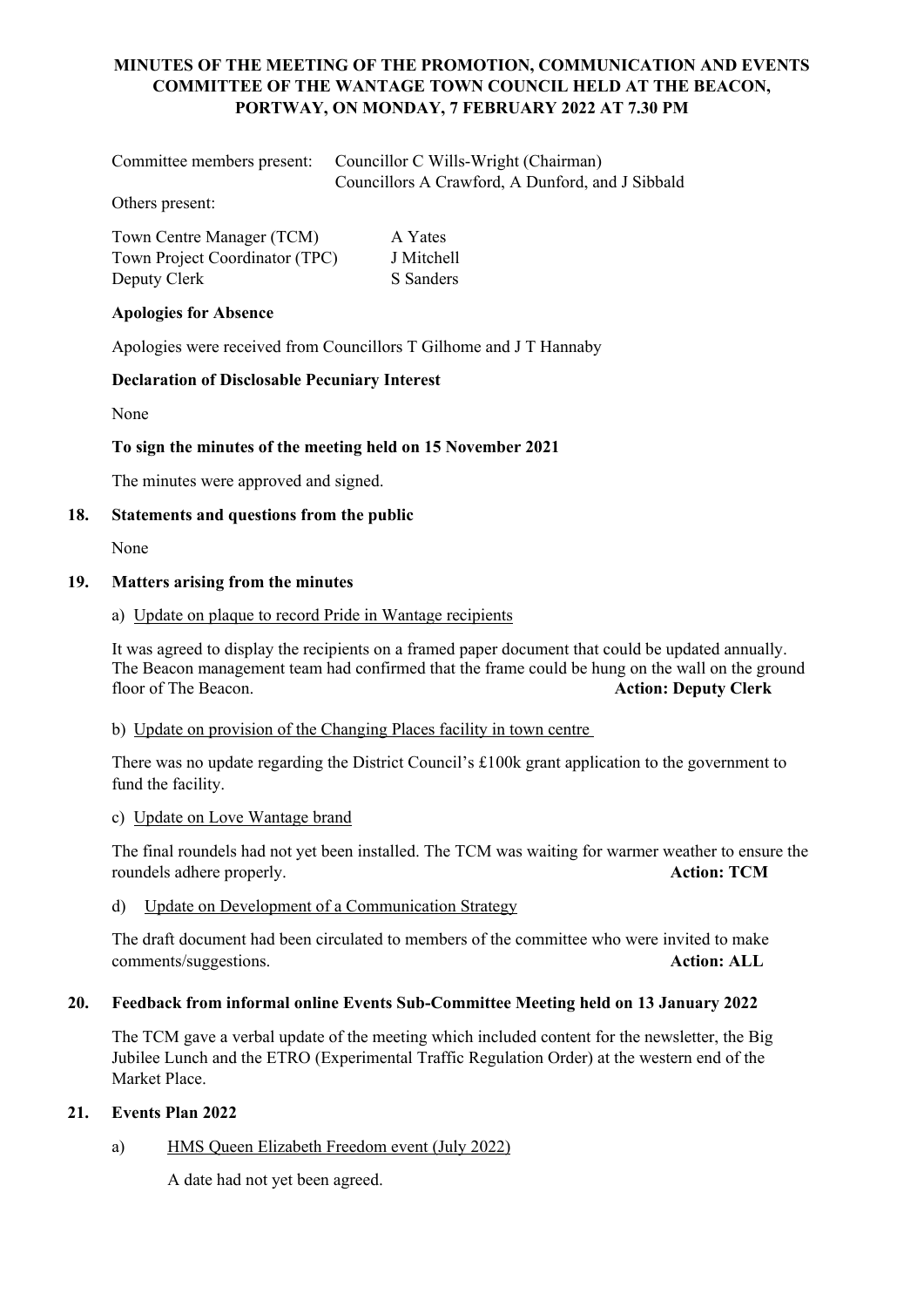**MINUTES OF THE MEETING OF THE PROMOTION, COMMUNICATION AND EVENTS COMMITTEE OF THE WANTAGE TOWN COUNCIL HELD AT THE BEACON, PORTWAY, ON MONDAY, 7 FEBRUARY 2022 AT 7.30 PM**

Committee members present: Councillor C Wills-Wright (Chairman)
Councillors A Crawford, A Dunford, and J Sibbald

Others present:

| | |
|---|---|
| Town Centre Manager (TCM) | A Yates |
| Town Project Coordinator (TPC) | J Mitchell |
| Deputy Clerk | S Sanders |

**Apologies for Absence**

Apologies were received from Councillors T Gilhome and J T Hannaby

**Declaration of Disclosable Pecuniary Interest**

None

**To sign the minutes of the meeting held on 15 November 2021**

The minutes were approved and signed.

**18. Statements and questions from the public**

None

**19. Matters arising from the minutes**

a) Update on plaque to record Pride in Wantage recipients

It was agreed to display the recipients on a framed paper document that could be updated annually. The Beacon management team had confirmed that the frame could be hung on the wall on the ground floor of The Beacon. **Action: Deputy Clerk**

b) Update on provision of the Changing Places facility in town centre

There was no update regarding the District Council's £100k grant application to the government to fund the facility.

c) Update on Love Wantage brand

The final roundels had not yet been installed. The TCM was waiting for warmer weather to ensure the roundels adhere properly. **Action: TCM**

d) Update on Development of a Communication Strategy

The draft document had been circulated to members of the committee who were invited to make comments/suggestions. **Action: ALL**

**20. Feedback from informal online Events Sub-Committee Meeting held on 13 January 2022**

The TCM gave a verbal update of the meeting which included content for the newsletter, the Big Jubilee Lunch and the ETRO (Experimental Traffic Regulation Order) at the western end of the Market Place.

**21. Events Plan 2022**

a) HMS Queen Elizabeth Freedom event (July 2022)

A date had not yet been agreed.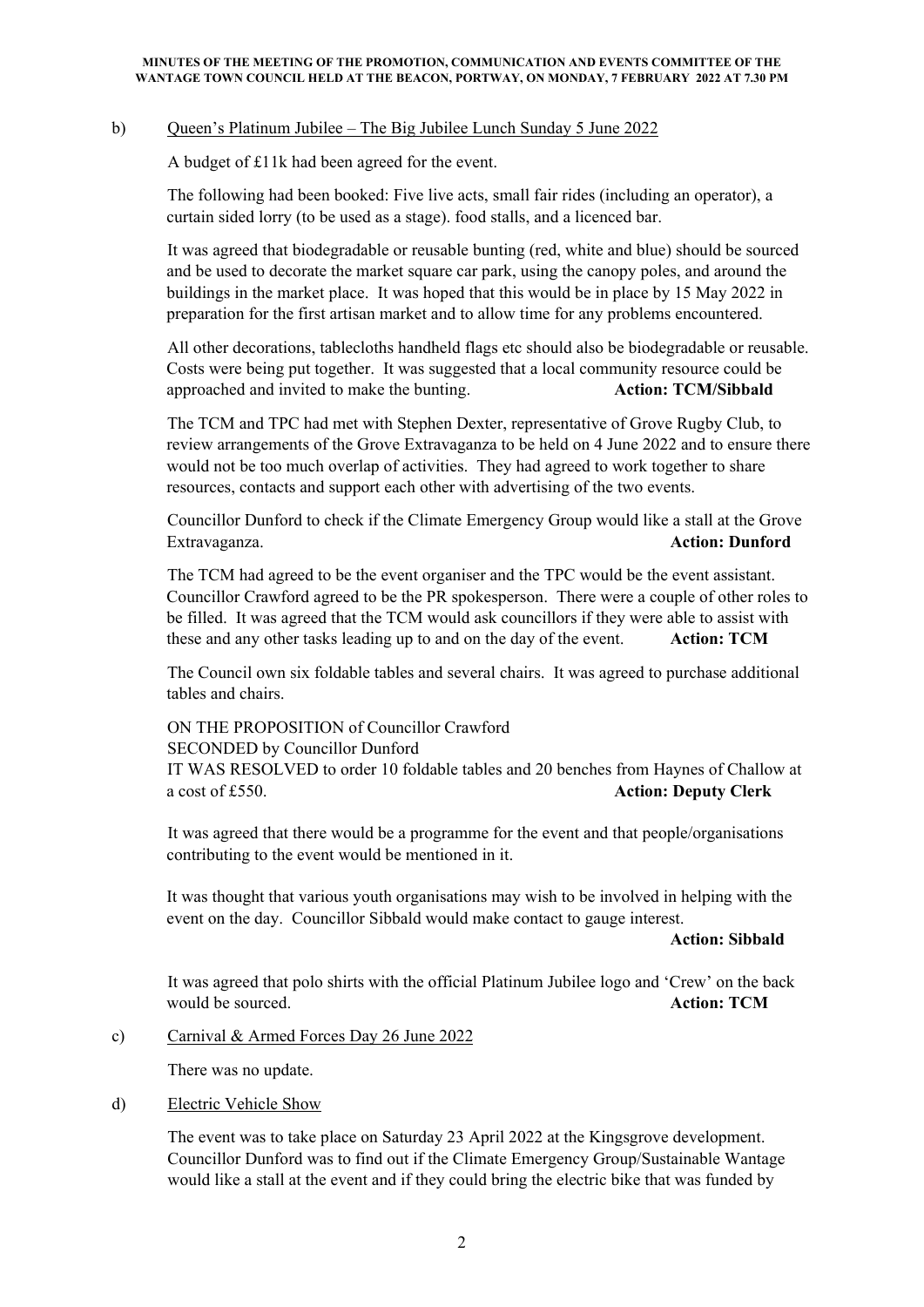b) Queen's Platinum Jubilee – The Big Jubilee Lunch Sunday 5 June 2022

A budget of £11k had been agreed for the event.

The following had been booked: Five live acts, small fair rides (including an operator), a curtain sided lorry (to be used as a stage). food stalls, and a licenced bar.

It was agreed that biodegradable or reusable bunting (red, white and blue) should be sourced and be used to decorate the market square car park, using the canopy poles, and around the buildings in the market place. It was hoped that this would be in place by 15 May 2022 in preparation for the first artisan market and to allow time for any problems encountered.

All other decorations, tablecloths handheld flags etc should also be biodegradable or reusable. Costs were being put together. It was suggested that a local community resource could be approached and invited to make the bunting. **Action: TCM/Sibbald**

The TCM and TPC had met with Stephen Dexter, representative of Grove Rugby Club, to review arrangements of the Grove Extravaganza to be held on 4 June 2022 and to ensure there would not be too much overlap of activities. They had agreed to work together to share resources, contacts and support each other with advertising of the two events.

Councillor Dunford to check if the Climate Emergency Group would like a stall at the Grove Extravaganza. **Action: Dunford**

The TCM had agreed to be the event organiser and the TPC would be the event assistant. Councillor Crawford agreed to be the PR spokesperson. There were a couple of other roles to be filled. It was agreed that the TCM would ask councillors if they were able to assist with these and any other tasks leading up to and on the day of the event. **Action: TCM**

The Council own six foldable tables and several chairs. It was agreed to purchase additional tables and chairs.

ON THE PROPOSITION of Councillor Crawford
SECONDED by Councillor Dunford
IT WAS RESOLVED to order 10 foldable tables and 20 benches from Haynes of Challow at a cost of £550. **Action: Deputy Clerk**

It was agreed that there would be a programme for the event and that people/organisations contributing to the event would be mentioned in it.

It was thought that various youth organisations may wish to be involved in helping with the event on the day. Councillor Sibbald would make contact to gauge interest.

**Action: Sibbald**

It was agreed that polo shirts with the official Platinum Jubilee logo and 'Crew' on the back would be sourced. **Action: TCM**

c) Carnival & Armed Forces Day 26 June 2022

There was no update.

d) Electric Vehicle Show

The event was to take place on Saturday 23 April 2022 at the Kingsgrove development. Councillor Dunford was to find out if the Climate Emergency Group/Sustainable Wantage would like a stall at the event and if they could bring the electric bike that was funded by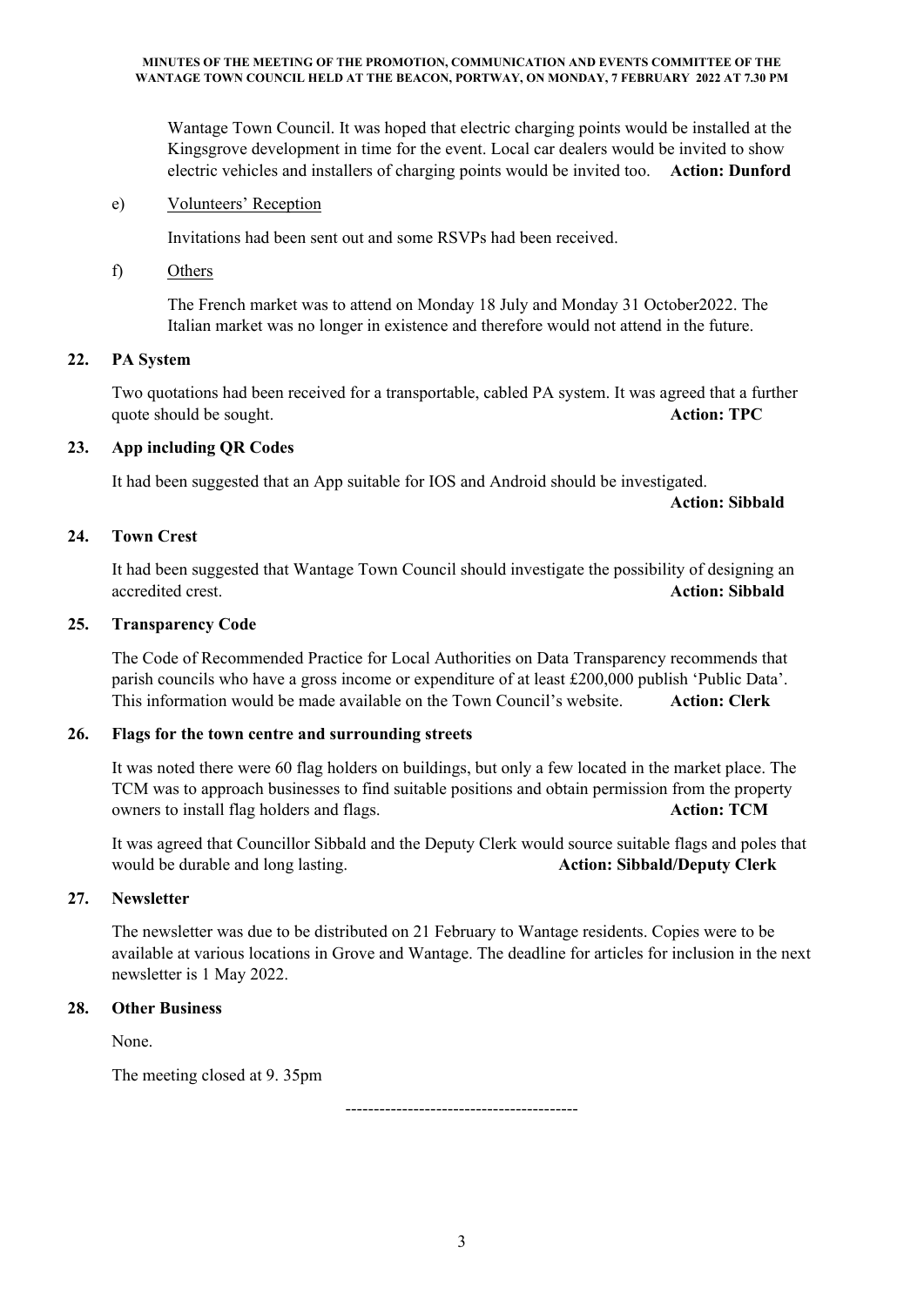Wantage Town Council. It was hoped that electric charging points would be installed at the Kingsgrove development in time for the event. Local car dealers would be invited to show electric vehicles and installers of charging points would be invited too. **Action: Dunford**

e) Volunteers' Reception

Invitations had been sent out and some RSVPs had been received.

f) Others

The French market was to attend on Monday 18 July and Monday 31 October2022. The Italian market was no longer in existence and therefore would not attend in the future.

**22. PA System**

Two quotations had been received for a transportable, cabled PA system. It was agreed that a further quote should be sought. **Action: TPC**

**23. App including QR Codes**

It had been suggested that an App suitable for IOS and Android should be investigated. **Action: Sibbald**

**24. Town Crest**

It had been suggested that Wantage Town Council should investigate the possibility of designing an accredited crest. **Action: Sibbald**

**25. Transparency Code**

The Code of Recommended Practice for Local Authorities on Data Transparency recommends that parish councils who have a gross income or expenditure of at least £200,000 publish 'Public Data'. This information would be made available on the Town Council's website. **Action: Clerk**

**26. Flags for the town centre and surrounding streets**

It was noted there were 60 flag holders on buildings, but only a few located in the market place. The TCM was to approach businesses to find suitable positions and obtain permission from the property owners to install flag holders and flags. **Action: TCM**

It was agreed that Councillor Sibbald and the Deputy Clerk would source suitable flags and poles that would be durable and long lasting. **Action: Sibbald/Deputy Clerk**

**27. Newsletter**

The newsletter was due to be distributed on 21 February to Wantage residents. Copies were to be available at various locations in Grove and Wantage. The deadline for articles for inclusion in the next newsletter is 1 May 2022.

**28. Other Business**

None.

The meeting closed at 9. 35pm

-----------------------------------------